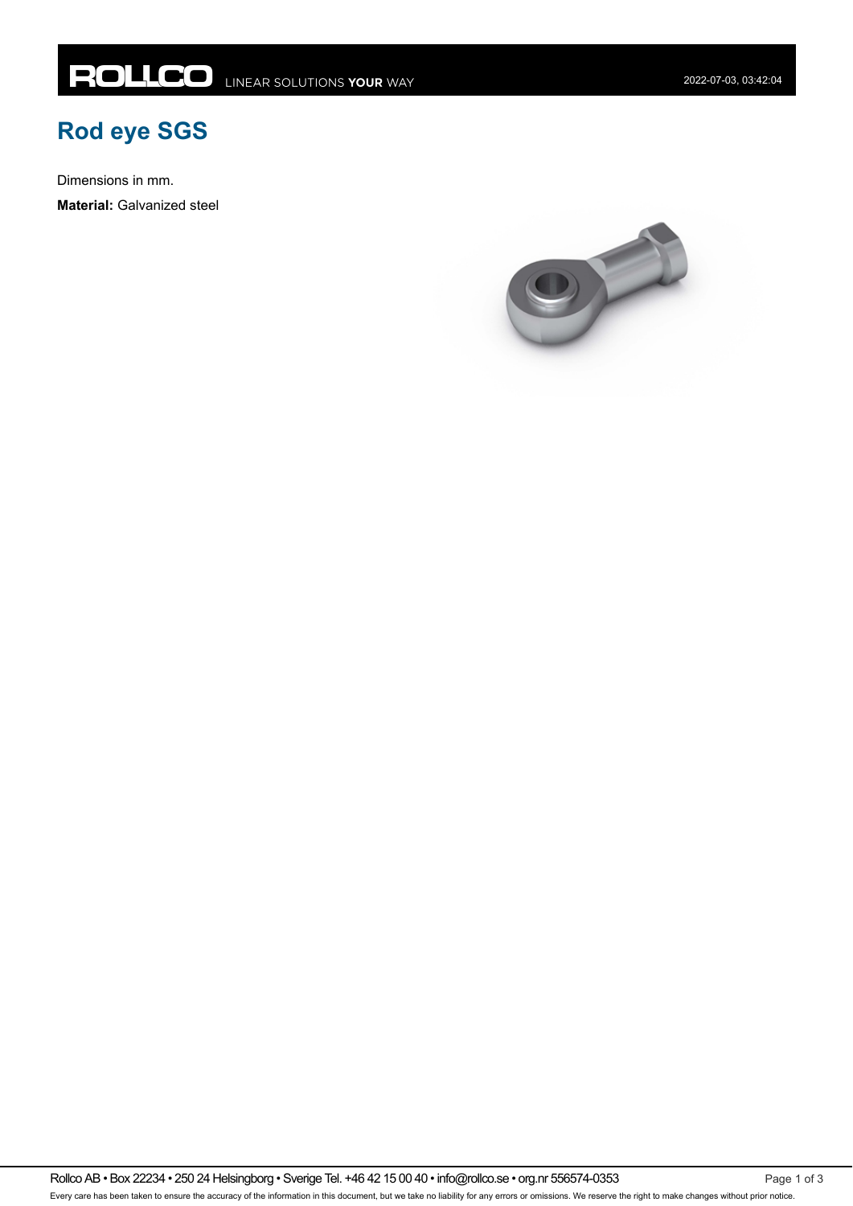# Rod eye SGS

Dimensions in mm.

**Material:** Galvanized steel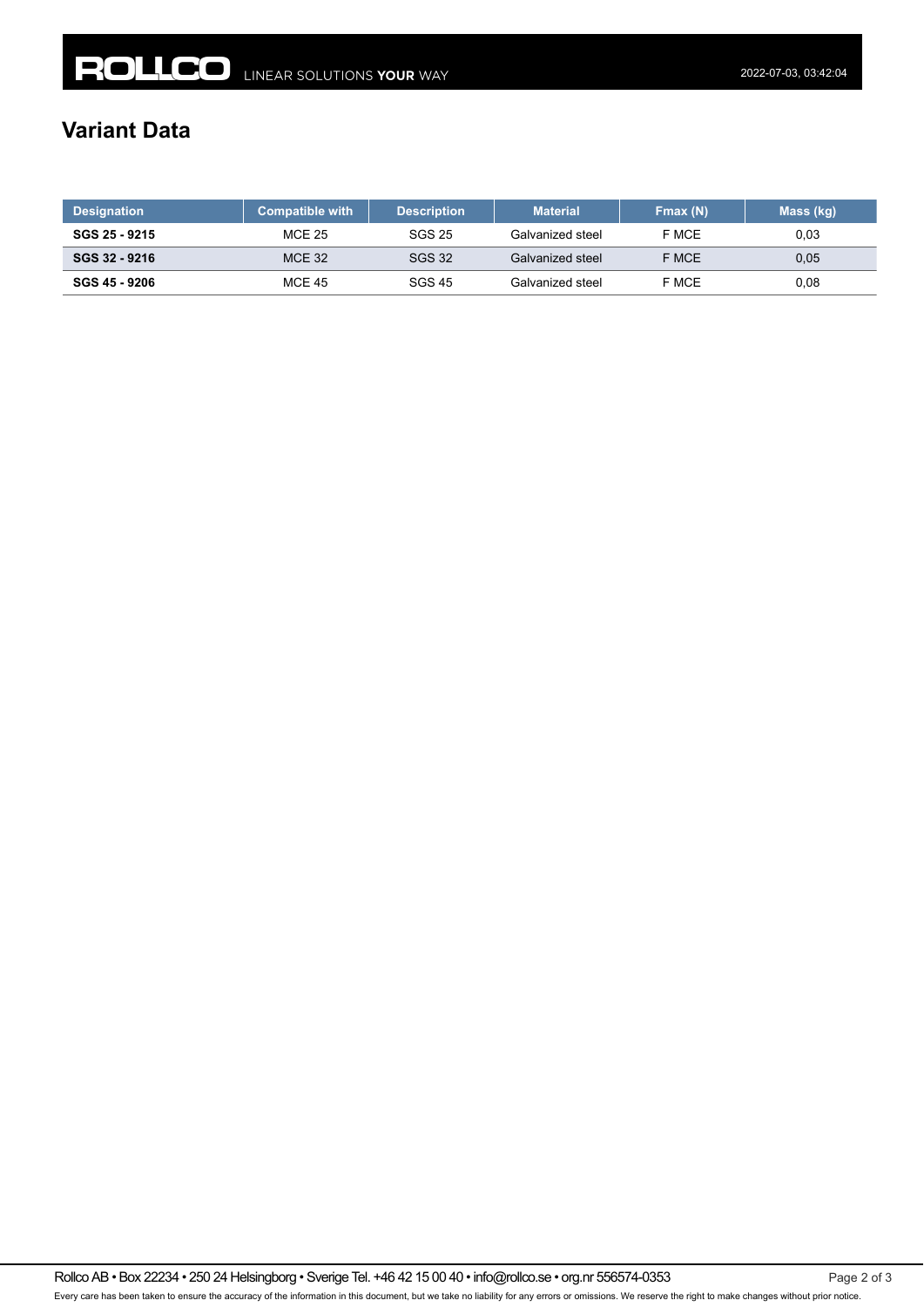# Variant Data

| Designation | Compatible with | Description | Material | Fmax (N) | Mass (kg) |
|---|---|---|---|---|---|
| **SGS 25 - 9215** | MCE 25 | SGS 25 | Galvanized steel | F MCE | 0,03 |
| **SGS 32 - 9216** | MCE 32 | SGS 32 | Galvanized steel | F MCE | 0,05 |
| **SGS 45 - 9206** | MCE 45 | SGS 45 | Galvanized steel | F MCE | 0,08 |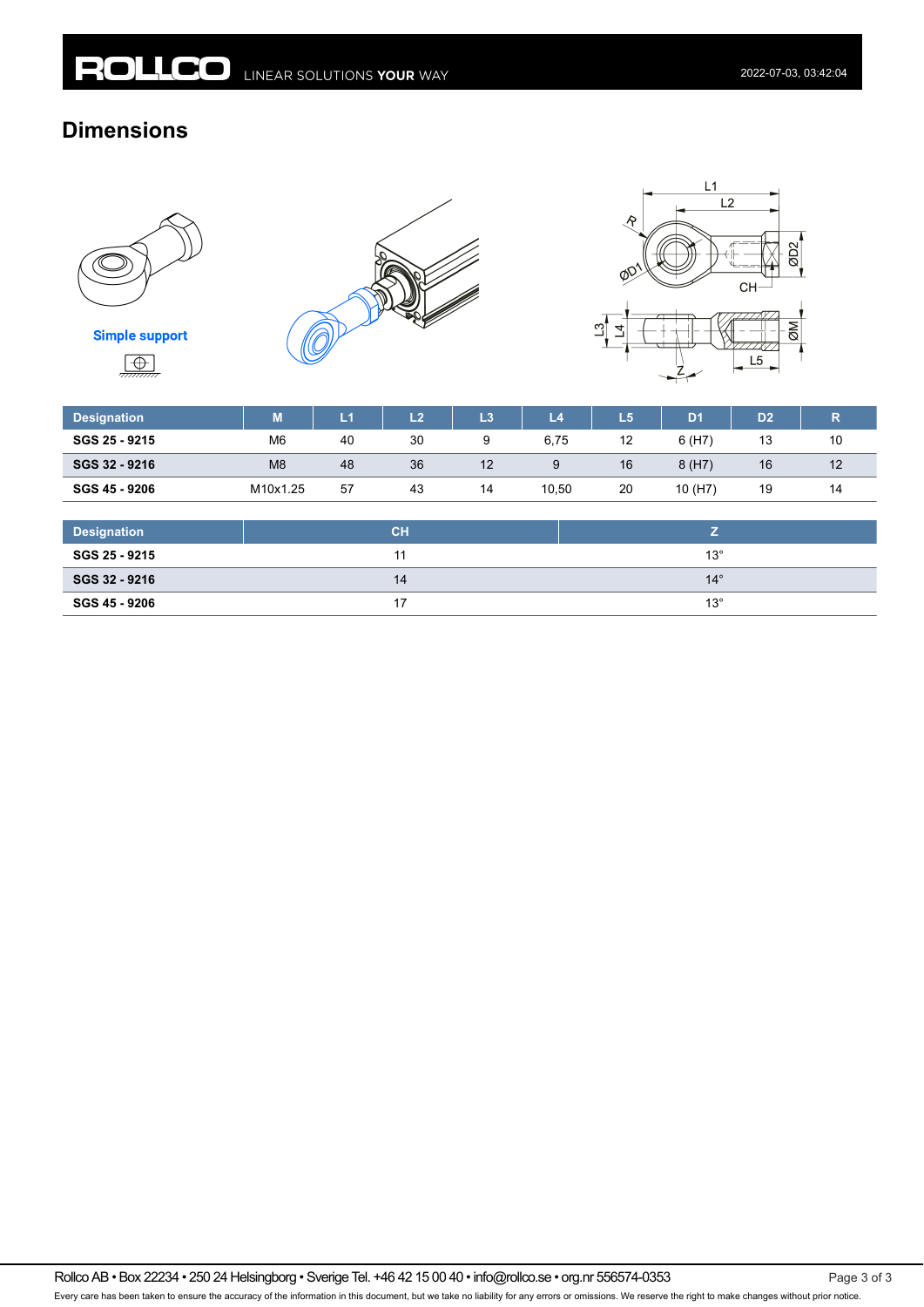## Dimensions

Simple support

| Designation | M | L1 | L2 | L3 | L4 | L5 | D1 | D2 | R |
|---|---|---|---|---|---|---|---|---|---|
| **SGS 25 - 9215** | M6 | 40 | 30 | 9 | 6,75 | 12 | 6 (H7) | 13 | 10 |
| **SGS 32 - 9216** | M8 | 48 | 36 | 12 | 9 | 16 | 8 (H7) | 16 | 12 |
| **SGS 45 - 9206** | M10x1.25 | 57 | 43 | 14 | 10,50 | 20 | 10 (H7) | 19 | 14 |

| Designation | CH | Z |
|---|---|---|
| **SGS 25 - 9215** | 11 | 13° |
| **SGS 32 - 9216** | 14 | 14° |
| **SGS 45 - 9206** | 17 | 13° |